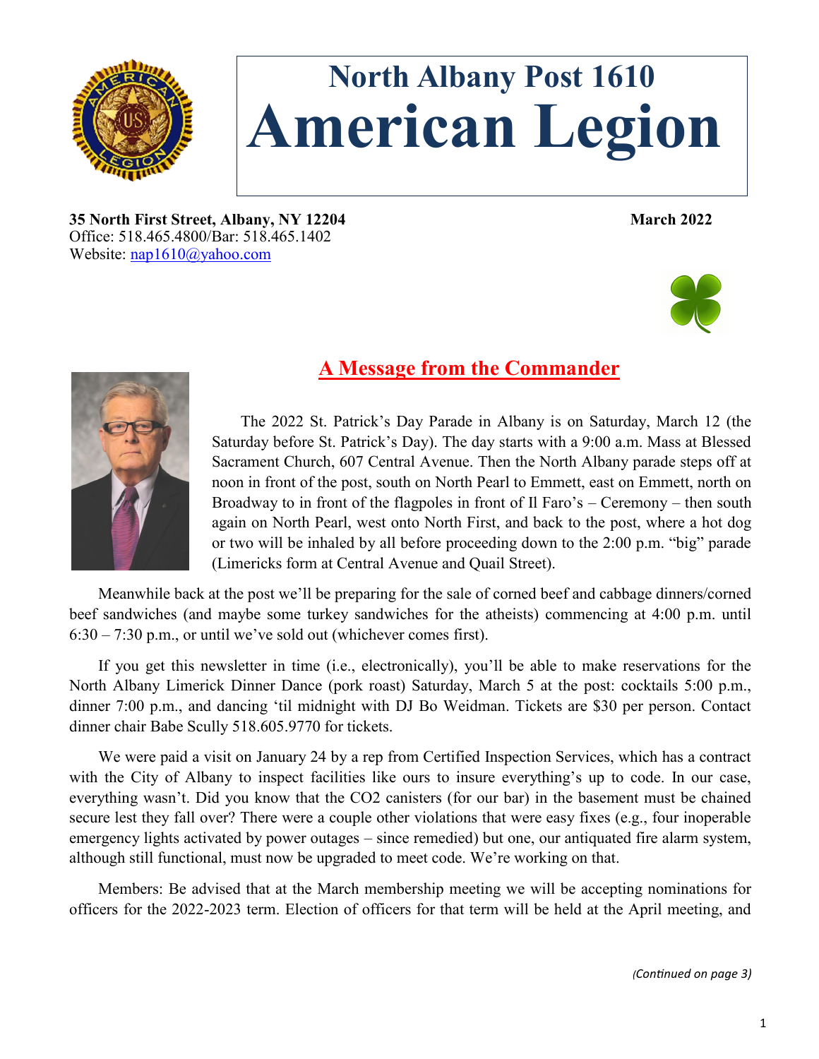# North Albany Post 1610
# American Legion

**35 North First Street, Albany, NY 12204** **March 2022**
Office: 518.465.4800/Bar: 518.465.1402
Website: nap1610@yahoo.com

## A Message from the Commander

The 2022 St. Patrick's Day Parade in Albany is on Saturday, March 12 (the Saturday before St. Patrick's Day). The day starts with a 9:00 a.m. Mass at Blessed Sacrament Church, 607 Central Avenue. Then the North Albany parade steps off at noon in front of the post, south on North Pearl to Emmett, east on Emmett, north on Broadway to in front of the flagpoles in front of Il Faro's – Ceremony – then south again on North Pearl, west onto North First, and back to the post, where a hot dog or two will be inhaled by all before proceeding down to the 2:00 p.m. "big" parade (Limericks form at Central Avenue and Quail Street).

Meanwhile back at the post we'll be preparing for the sale of corned beef and cabbage dinners/corned beef sandwiches (and maybe some turkey sandwiches for the atheists) commencing at 4:00 p.m. until 6:30 – 7:30 p.m., or until we've sold out (whichever comes first).

If you get this newsletter in time (i.e., electronically), you'll be able to make reservations for the North Albany Limerick Dinner Dance (pork roast) Saturday, March 5 at the post: cocktails 5:00 p.m., dinner 7:00 p.m., and dancing 'til midnight with DJ Bo Weidman. Tickets are $30 per person. Contact dinner chair Babe Scully 518.605.9770 for tickets.

We were paid a visit on January 24 by a rep from Certified Inspection Services, which has a contract with the City of Albany to inspect facilities like ours to insure everything's up to code. In our case, everything wasn't. Did you know that the CO2 canisters (for our bar) in the basement must be chained secure lest they fall over? There were a couple other violations that were easy fixes (e.g., four inoperable emergency lights activated by power outages – since remedied) but one, our antiquated fire alarm system, although still functional, must now be upgraded to meet code. We're working on that.

Members: Be advised that at the March membership meeting we will be accepting nominations for officers for the 2022-2023 term. Election of officers for that term will be held at the April meeting, and

*(Continued on page 3)*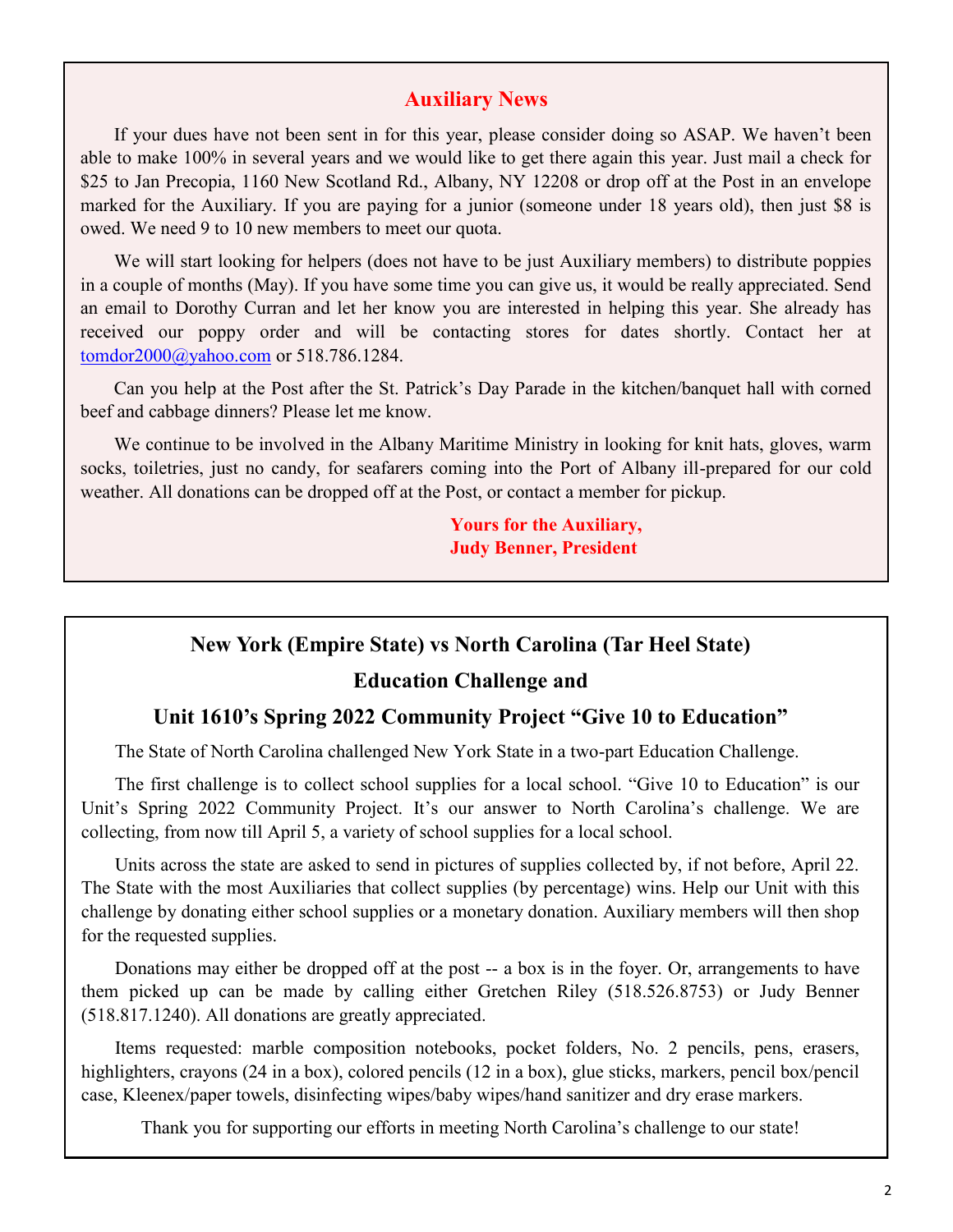## Auxiliary News

If your dues have not been sent in for this year, please consider doing so ASAP. We haven't been able to make 100% in several years and we would like to get there again this year. Just mail a check for $25 to Jan Precopia, 1160 New Scotland Rd., Albany, NY 12208 or drop off at the Post in an envelope marked for the Auxiliary. If you are paying for a junior (someone under 18 years old), then just $8 is owed. We need 9 to 10 new members to meet our quota.

We will start looking for helpers (does not have to be just Auxiliary members) to distribute poppies in a couple of months (May). If you have some time you can give us, it would be really appreciated. Send an email to Dorothy Curran and let her know you are interested in helping this year. She already has received our poppy order and will be contacting stores for dates shortly. Contact her at tomdor2000@yahoo.com or 518.786.1284.

Can you help at the Post after the St. Patrick's Day Parade in the kitchen/banquet hall with corned beef and cabbage dinners? Please let me know.

We continue to be involved in the Albany Maritime Ministry in looking for knit hats, gloves, warm socks, toiletries, just no candy, for seafarers coming into the Port of Albany ill-prepared for our cold weather. All donations can be dropped off at the Post, or contact a member for pickup.

**Yours for the Auxiliary,**
**Judy Benner, President**

## New York (Empire State) vs North Carolina (Tar Heel State)

## Education Challenge and

## Unit 1610's Spring 2022 Community Project "Give 10 to Education"

The State of North Carolina challenged New York State in a two-part Education Challenge.

The first challenge is to collect school supplies for a local school. "Give 10 to Education" is our Unit's Spring 2022 Community Project. It's our answer to North Carolina's challenge. We are collecting, from now till April 5, a variety of school supplies for a local school.

Units across the state are asked to send in pictures of supplies collected by, if not before, April 22. The State with the most Auxiliaries that collect supplies (by percentage) wins. Help our Unit with this challenge by donating either school supplies or a monetary donation. Auxiliary members will then shop for the requested supplies.

Donations may either be dropped off at the post -- a box is in the foyer. Or, arrangements to have them picked up can be made by calling either Gretchen Riley (518.526.8753) or Judy Benner (518.817.1240). All donations are greatly appreciated.

Items requested: marble composition notebooks, pocket folders, No. 2 pencils, pens, erasers, highlighters, crayons (24 in a box), colored pencils (12 in a box), glue sticks, markers, pencil box/pencil case, Kleenex/paper towels, disinfecting wipes/baby wipes/hand sanitizer and dry erase markers.

Thank you for supporting our efforts in meeting North Carolina's challenge to our state!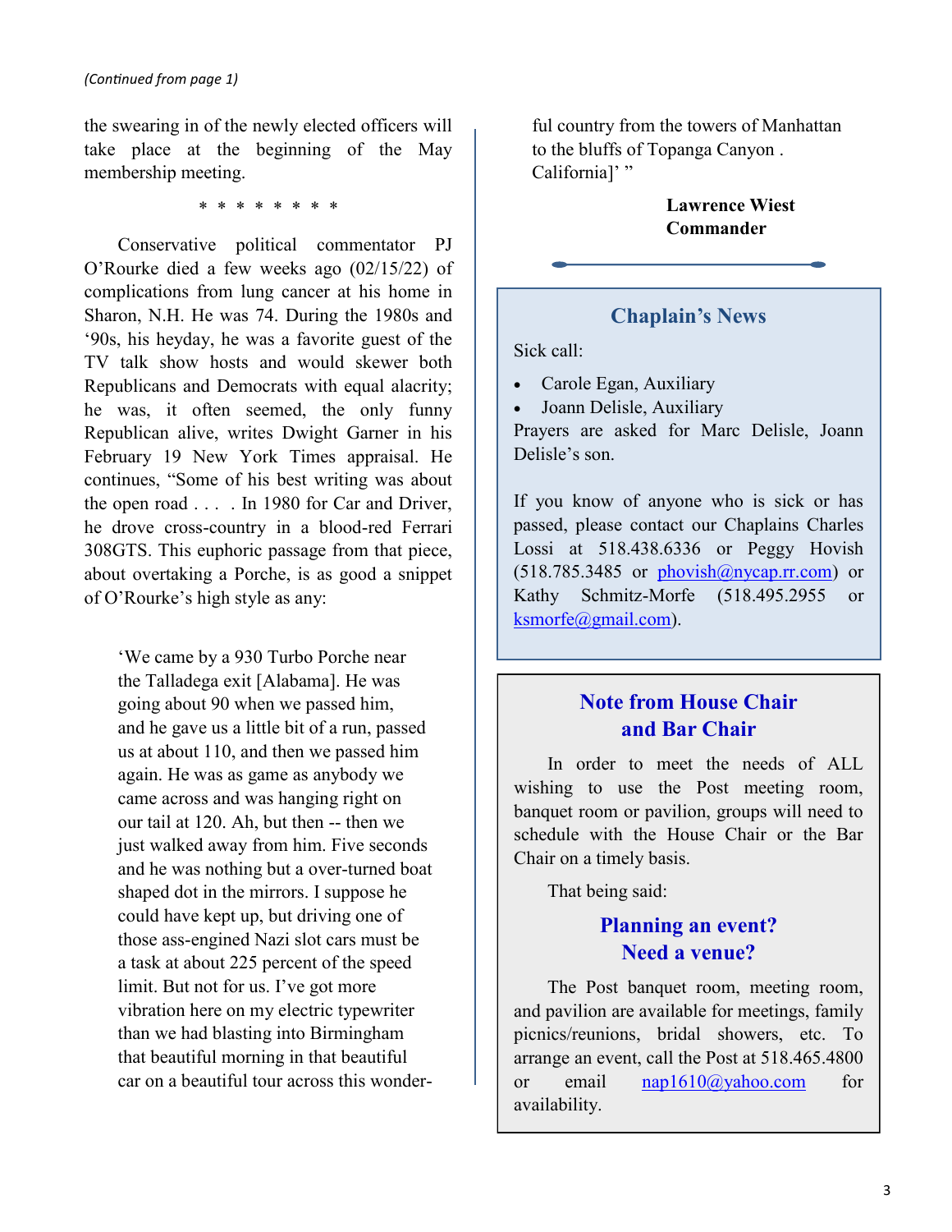*(Continued from page 1)*

the swearing in of the newly elected officers will take place at the beginning of the May membership meeting.

\* \* \* \* \* \* \* \*

Conservative political commentator PJ O'Rourke died a few weeks ago (02/15/22) of complications from lung cancer at his home in Sharon, N.H. He was 74. During the 1980s and '90s, his heyday, he was a favorite guest of the TV talk show hosts and would skewer both Republicans and Democrats with equal alacrity; he was, it often seemed, the only funny Republican alive, writes Dwight Garner in his February 19 New York Times appraisal. He continues, "Some of his best writing was about the open road . . . . In 1980 for Car and Driver, he drove cross-country in a blood-red Ferrari 308GTS. This euphoric passage from that piece, about overtaking a Porche, is as good a snippet of O'Rourke's high style as any:

> 'We came by a 930 Turbo Porche near the Talladega exit [Alabama]. He was going about 90 when we passed him, and he gave us a little bit of a run, passed us at about 110, and then we passed him again. He was as game as anybody we came across and was hanging right on our tail at 120. Ah, but then -- then we just walked away from him. Five seconds and he was nothing but a over-turned boat shaped dot in the mirrors. I suppose he could have kept up, but driving one of those ass-engined Nazi slot cars must be a task at about 225 percent of the speed limit. But not for us. I've got more vibration here on my electric typewriter than we had blasting into Birmingham that beautiful morning in that beautiful car on a beautiful tour across this wonderful country from the towers of Manhattan to the bluffs of Topanga Canyon . California]' "

**Lawrence Wiest**
**Commander**

## Chaplain's News

Sick call:

- Carole Egan, Auxiliary
- Joann Delisle, Auxiliary

Prayers are asked for Marc Delisle, Joann Delisle's son.

If you know of anyone who is sick or has passed, please contact our Chaplains Charles Lossi at 518.438.6336 or Peggy Hovish (518.785.3485 or phovish@nycap.rr.com) or Kathy Schmitz-Morfe (518.495.2955 or ksmorfe@gmail.com).

## Note from House Chair and Bar Chair

In order to meet the needs of ALL wishing to use the Post meeting room, banquet room or pavilion, groups will need to schedule with the House Chair or the Bar Chair on a timely basis.

That being said:

### Planning an event? Need a venue?

The Post banquet room, meeting room, and pavilion are available for meetings, family picnics/reunions, bridal showers, etc. To arrange an event, call the Post at 518.465.4800 or email nap1610@yahoo.com for availability.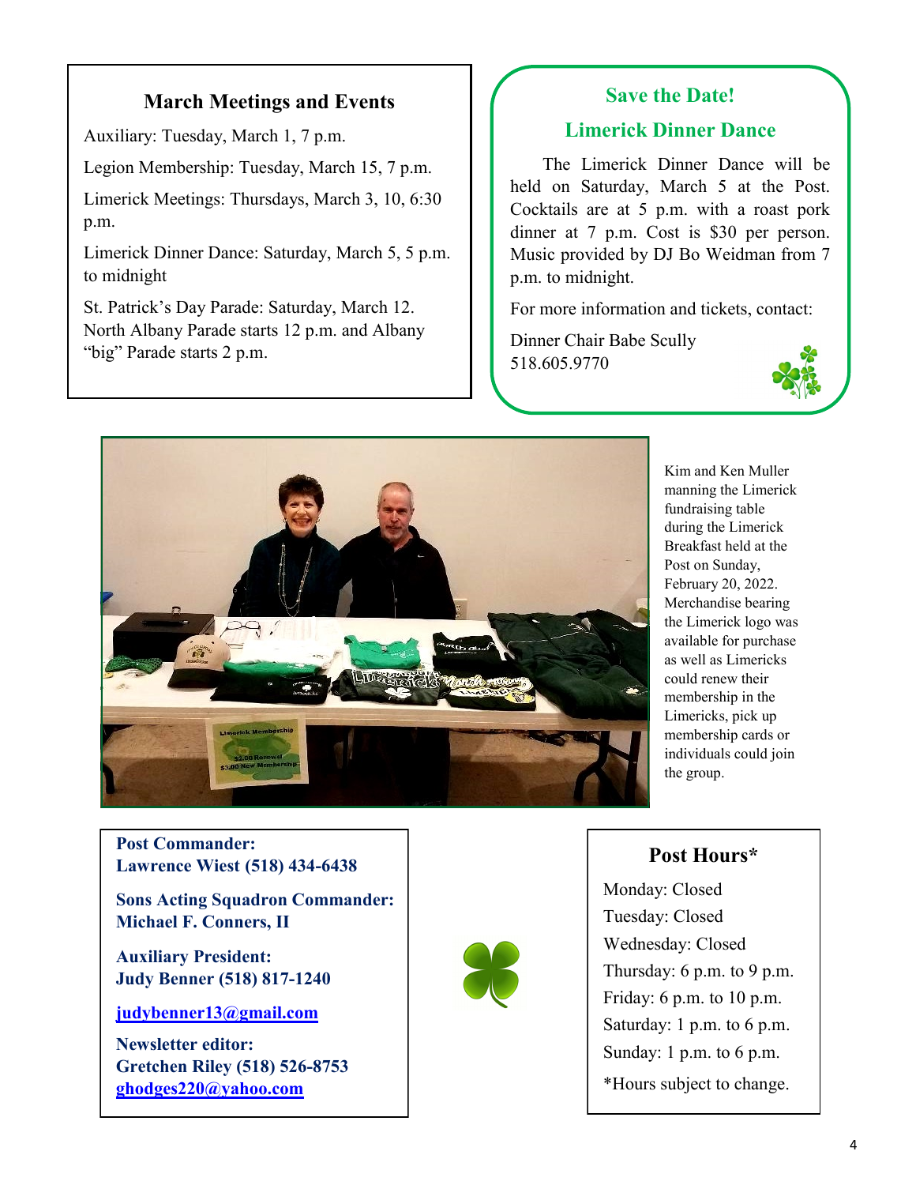## March Meetings and Events

Auxiliary: Tuesday, March 1, 7 p.m.

Legion Membership: Tuesday, March 15, 7 p.m.

Limerick Meetings: Thursdays, March 3, 10, 6:30 p.m.

Limerick Dinner Dance: Saturday, March 5, 5 p.m. to midnight

St. Patrick's Day Parade: Saturday, March 12. North Albany Parade starts 12 p.m. and Albany "big" Parade starts 2 p.m.

## Save the Date!

## Limerick Dinner Dance

The Limerick Dinner Dance will be held on Saturday, March 5 at the Post. Cocktails are at 5 p.m. with a roast pork dinner at 7 p.m. Cost is $30 per person. Music provided by DJ Bo Weidman from 7 p.m. to midnight.

For more information and tickets, contact:

Dinner Chair Babe Scully
518.605.9770

Kim and Ken Muller manning the Limerick fundraising table during the Limerick Breakfast held at the Post on Sunday, February 20, 2022. Merchandise bearing the Limerick logo was available for purchase as well as Limericks could renew their membership in the Limericks, pick up membership cards or individuals could join the group.

**Post Commander:**
**Lawrence Wiest (518) 434-6438**

**Sons Acting Squadron Commander:**
**Michael F. Conners, II**

**Auxiliary President:**
**Judy Benner (518) 817-1240**

**judybenner13@gmail.com**

**Newsletter editor:**
**Gretchen Riley (518) 526-8753**
**ghodges220@yahoo.com**

## Post Hours*

Monday: Closed

Tuesday: Closed

Wednesday: Closed

Thursday: 6 p.m. to 9 p.m.

Friday: 6 p.m. to 10 p.m.

Saturday: 1 p.m. to 6 p.m.

Sunday: 1 p.m. to 6 p.m.

*Hours subject to change.